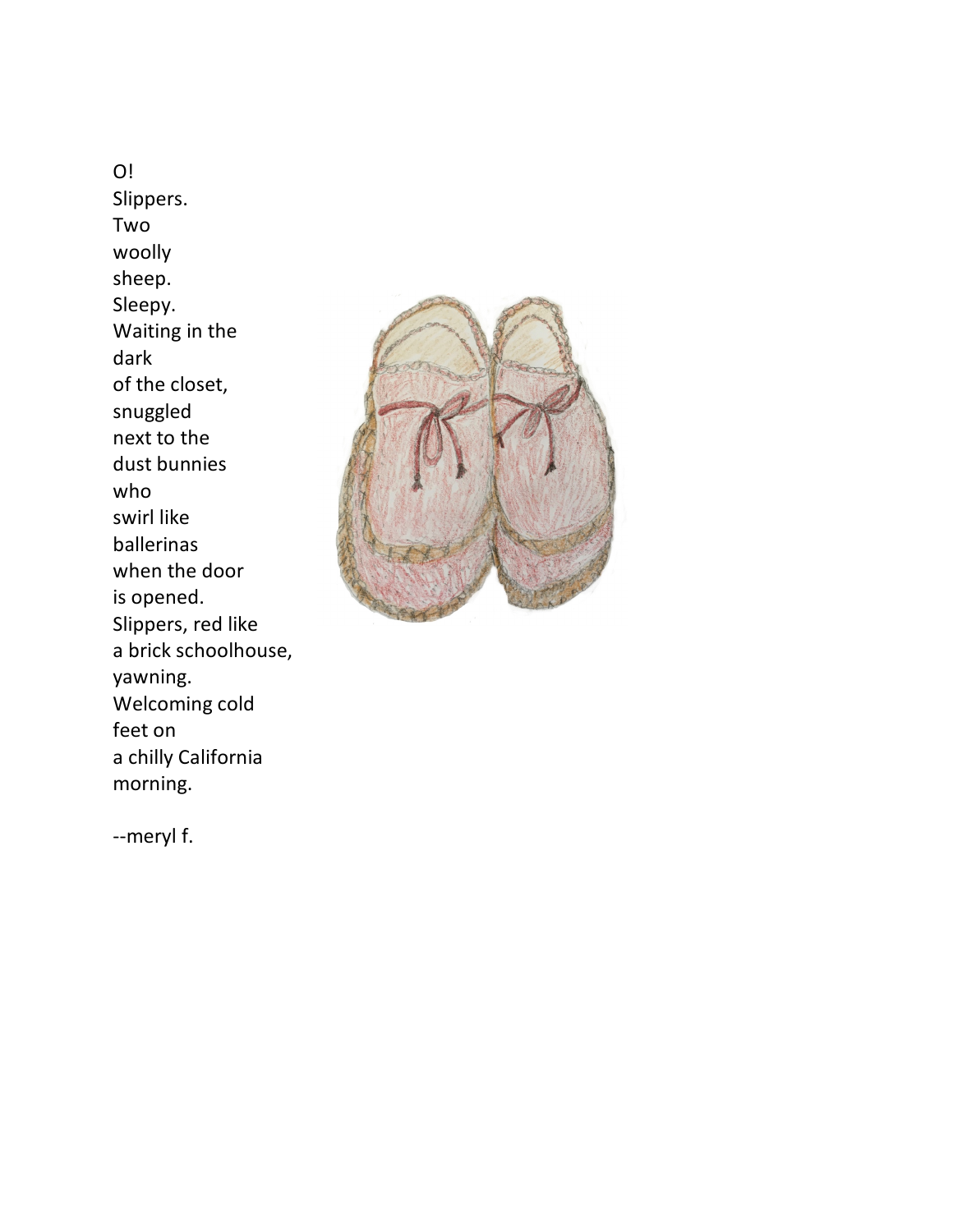O!
Slippers.
Two
woolly
sheep.
Sleepy.
Waiting in the
dark
of the closet,
snuggled
next to the
dust bunnies
who
swirl like
ballerinas
when the door
is opened.
Slippers, red like
a brick schoolhouse,
yawning.
Welcoming cold
feet on
a chilly California
morning.

--meryl f.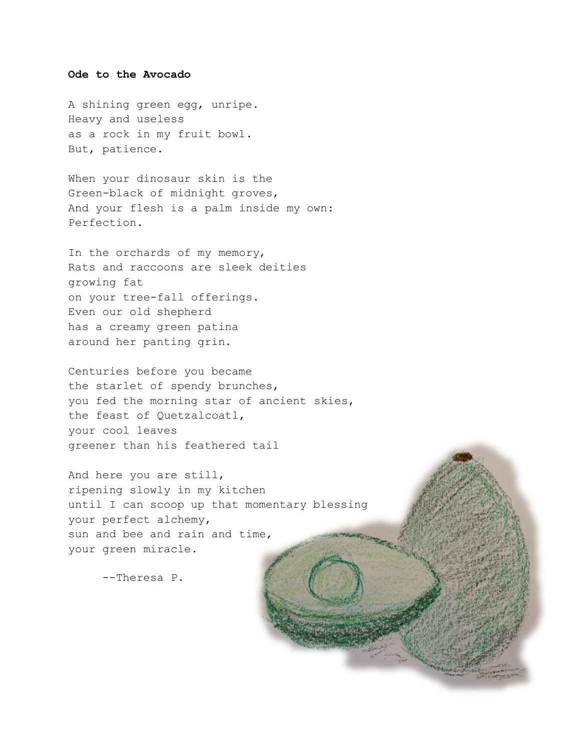**Ode to the Avocado**

A shining green egg, unripe.
Heavy and useless
as a rock in my fruit bowl.
But, patience.

When your dinosaur skin is the
Green-black of midnight groves,
And your flesh is a palm inside my own:
Perfection.

In the orchards of my memory,
Rats and raccoons are sleek deities
growing fat
on your tree-fall offerings.
Even our old shepherd
has a creamy green patina
around her panting grin.

Centuries before you became
the starlet of spendy brunches,
you fed the morning star of ancient skies,
the feast of Quetzalcoatl,
your cool leaves
greener than his feathered tail

And here you are still,
ripening slowly in my kitchen
until I can scoop up that momentary blessing
your perfect alchemy,
sun and bee and rain and time,
your green miracle.

--Theresa P.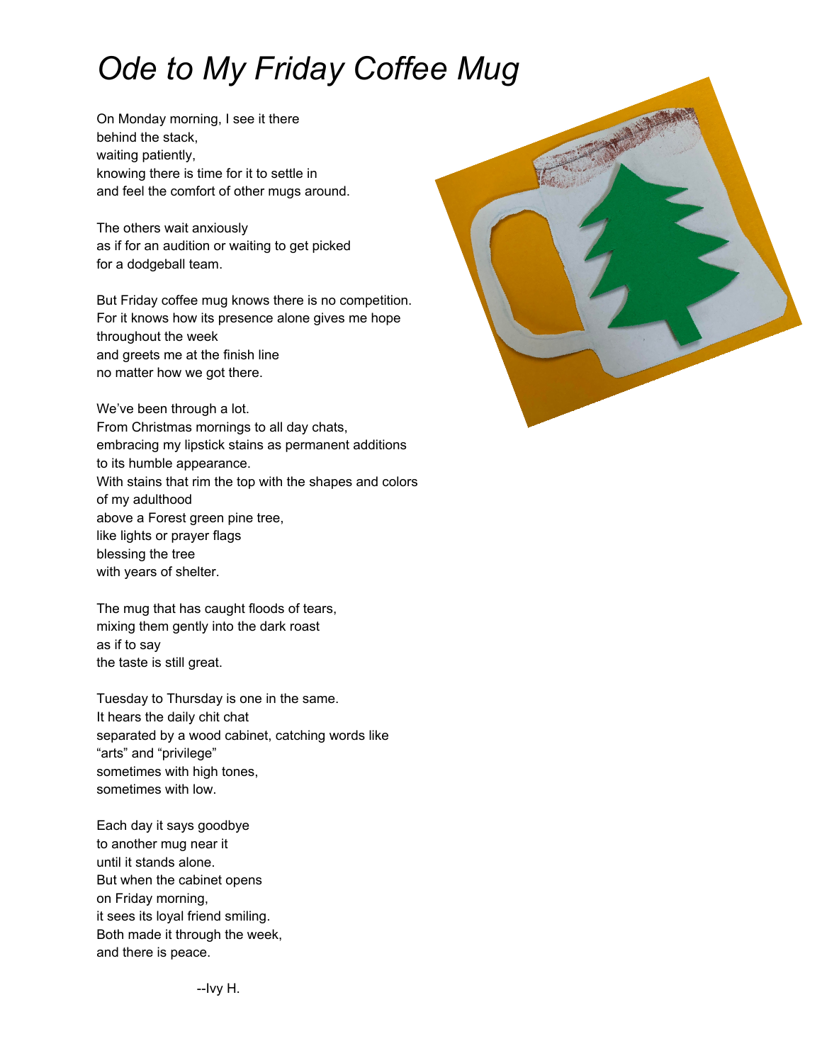# *Ode to My Friday Coffee Mug*

On Monday morning, I see it there
behind the stack,
waiting patiently,
knowing there is time for it to settle in
and feel the comfort of other mugs around.

The others wait anxiously
as if for an audition or waiting to get picked
for a dodgeball team.

But Friday coffee mug knows there is no competition.
For it knows how its presence alone gives me hope
throughout the week
and greets me at the finish line
no matter how we got there.

We've been through a lot.
From Christmas mornings to all day chats,
embracing my lipstick stains as permanent additions
to its humble appearance.
With stains that rim the top with the shapes and colors
of my adulthood
above a Forest green pine tree,
like lights or prayer flags
blessing the tree
with years of shelter.

The mug that has caught floods of tears,
mixing them gently into the dark roast
as if to say
the taste is still great.

Tuesday to Thursday is one in the same.
It hears the daily chit chat
separated by a wood cabinet, catching words like
"arts" and "privilege"
sometimes with high tones,
sometimes with low.

Each day it says goodbye
to another mug near it
until it stands alone.
But when the cabinet opens
on Friday morning,
it sees its loyal friend smiling.
Both made it through the week,
and there is peace.

--Ivy H.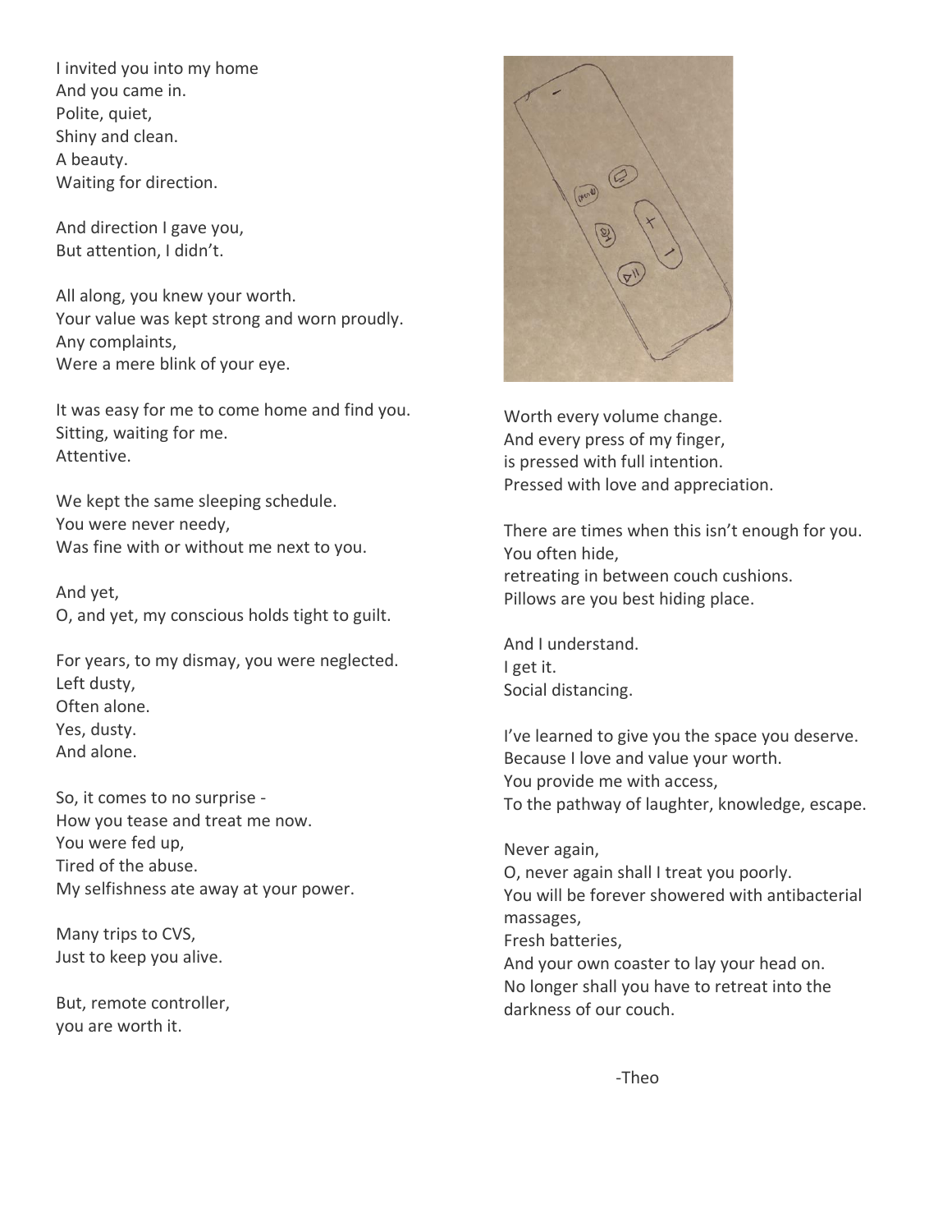I invited you into my home
And you came in.
Polite, quiet,
Shiny and clean.
A beauty.
Waiting for direction.

And direction I gave you,
But attention, I didn't.

All along, you knew your worth.
Your value was kept strong and worn proudly.
Any complaints,
Were a mere blink of your eye.

It was easy for me to come home and find you.
Sitting, waiting for me.
Attentive.

We kept the same sleeping schedule.
You were never needy,
Was fine with or without me next to you.

And yet,
O, and yet, my conscious holds tight to guilt.

For years, to my dismay, you were neglected.
Left dusty,
Often alone.
Yes, dusty.
And alone.

So, it comes to no surprise -
How you tease and treat me now.
You were fed up,
Tired of the abuse.
My selfishness ate away at your power.

Many trips to CVS,
Just to keep you alive.

But, remote controller,
you are worth it.

Worth every volume change.
And every press of my finger,
is pressed with full intention.
Pressed with love and appreciation.

There are times when this isn't enough for you.
You often hide,
retreating in between couch cushions.
Pillows are you best hiding place.

And I understand.
I get it.
Social distancing.

I've learned to give you the space you deserve.
Because I love and value your worth.
You provide me with access,
To the pathway of laughter, knowledge, escape.

Never again,
O, never again shall I treat you poorly.
You will be forever showered with antibacterial massages,
Fresh batteries,
And your own coaster to lay your head on.
No longer shall you have to retreat into the darkness of our couch.

-Theo